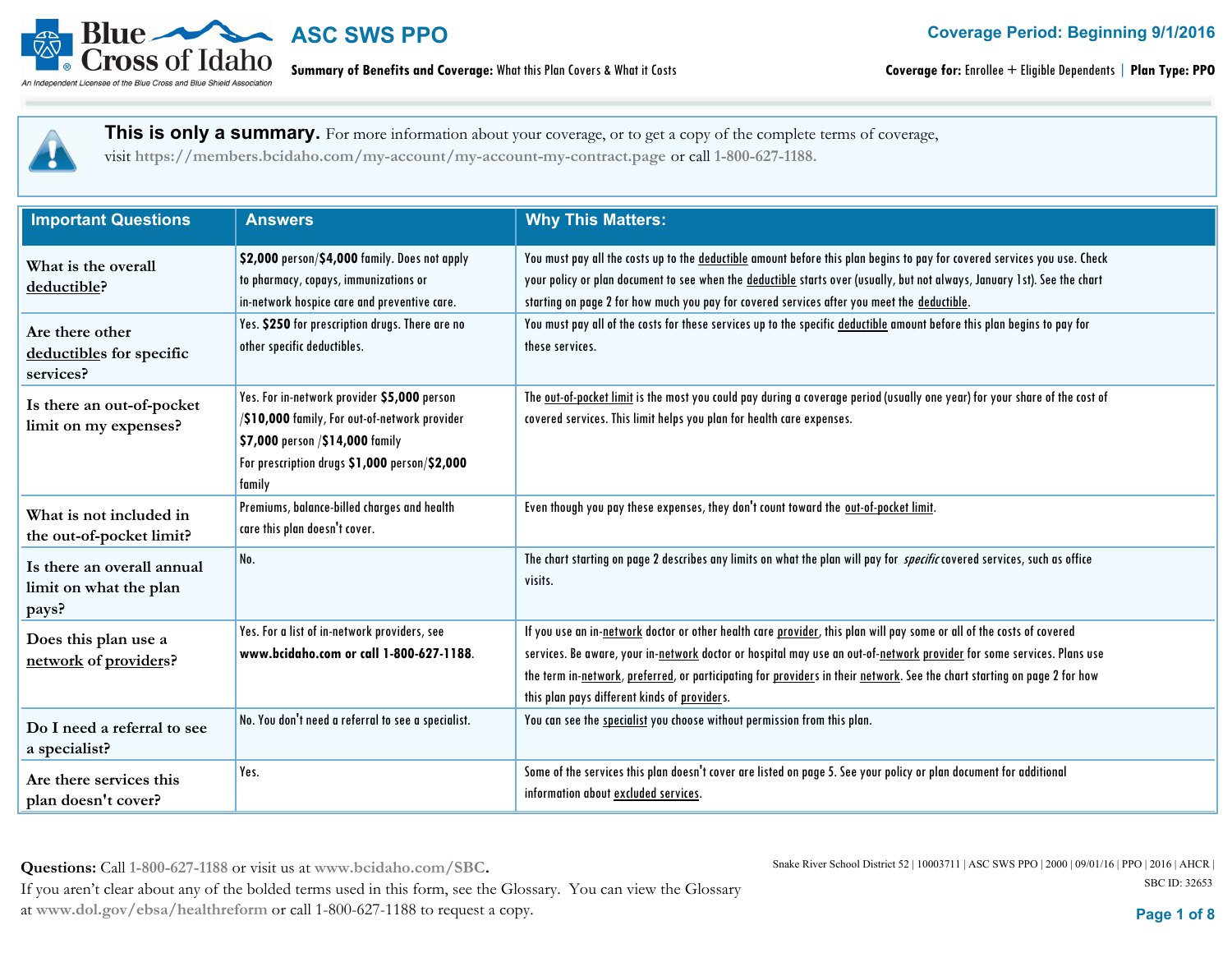# ASC SWS PPO

**Summary of Benefits and Coverage:** What this Plan Covers & What it Costs

**Coverage Period: Beginning 9/1/2016**

**Coverage for:** Enrollee + Eligible Dependents | **Plan Type:** PPO

**This is only a summary.** For more information about your coverage, or to get a copy of the complete terms of coverage, visit https://members.bcidaho.com/my-account/my-account-my-contract.page or call 1-800-627-1188.

| Important Questions | Answers | Why This Matters: |
|---|---|---|
| What is the overall deductible? | **$2,000** person/**$4,000** family. Does not apply to pharmacy, copays, immunizations or in-network hospice care and preventive care. | You must pay all the costs up to the deductible amount before this plan begins to pay for covered services you use. Check your policy or plan document to see when the deductible starts over (usually, but not always, January 1st). See the chart starting on page 2 for how much you pay for covered services after you meet the deductible. |
| Are there other deductibles for specific services? | Yes. **$250** for prescription drugs. There are no other specific deductibles. | You must pay all of the costs for these services up to the specific deductible amount before this plan begins to pay for these services. |
| Is there an out-of-pocket limit on my expenses? | Yes. For in-network provider **$5,000** person /**$10,000** family, For out-of-network provider **$7,000** person /**$14,000** family<br>For prescription drugs **$1,000** person/**$2,000** family | The out-of-pocket limit is the most you could pay during a coverage period (usually one year) for your share of the cost of covered services. This limit helps you plan for health care expenses. |
| What is not included in the out-of-pocket limit? | Premiums, balance-billed charges and health care this plan doesn't cover. | Even though you pay these expenses, they don't count toward the out-of-pocket limit. |
| Is there an overall annual limit on what the plan pays? | No. | The chart starting on page 2 describes any limits on what the plan will pay for *specific* covered services, such as office visits. |
| Does this plan use a network of providers? | Yes. For a list of in-network providers, see **www.bcidaho.com or call 1-800-627-1188**. | If you use an in-network doctor or other health care provider, this plan will pay some or all of the costs of covered services. Be aware, your in-network doctor or hospital may use an out-of-network provider for some services. Plans use the term in-network, preferred, or participating for providers in their network. See the chart starting on page 2 for how this plan pays different kinds of providers. |
| Do I need a referral to see a specialist? | No. You don't need a referral to see a specialist. | You can see the specialist you choose without permission from this plan. |
| Are there services this plan doesn't cover? | Yes. | Some of the services this plan doesn't cover are listed on page 5. See your policy or plan document for additional information about excluded services. |

**Questions:** Call 1-800-627-1188 or visit us at www.bcidaho.com/SBC.
If you aren't clear about any of the bolded terms used in this form, see the Glossary. You can view the Glossary at www.dol.gov/ebsa/healthreform or call 1-800-627-1188 to request a copy.

Snake River School District 52 | 10003711 | ASC SWS PPO | 2000 | 09/01/16 | PPO | 2016 | AHCR |
SBC ID: 32653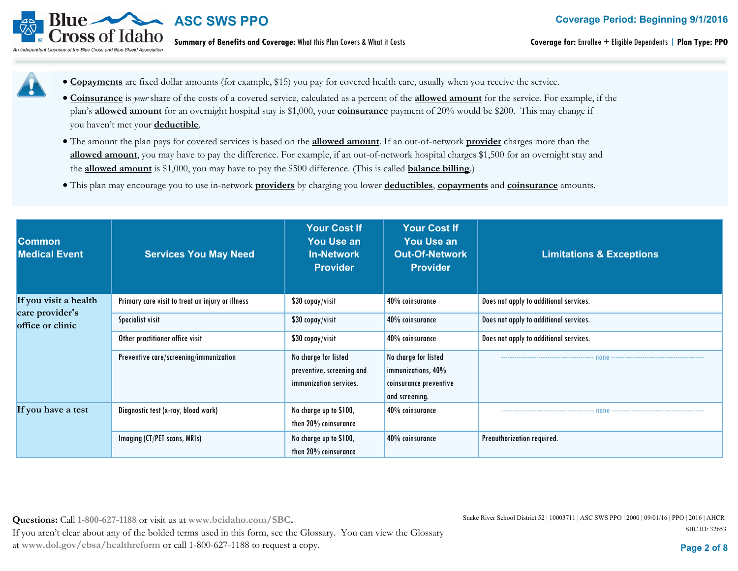- **Copayments** are fixed dollar amounts (for example, $15) you pay for covered health care, usually when you receive the service.
- **Coinsurance** is *your* share of the costs of a covered service, calculated as a percent of the **allowed amount** for the service. For example, if the plan's **allowed amount** for an overnight hospital stay is $1,000, your **coinsurance** payment of 20% would be $200. This may change if you haven't met your **deductible**.
- The amount the plan pays for covered services is based on the **allowed amount**. If an out-of-network **provider** charges more than the **allowed amount**, you may have to pay the difference. For example, if an out-of-network hospital charges $1,500 for an overnight stay and the **allowed amount** is $1,000, you may have to pay the $500 difference. (This is called **balance billing**.)
- This plan may encourage you to use in-network **providers** by charging you lower **deductibles**, **copayments** and **coinsurance** amounts.

| Common Medical Event | Services You May Need | Your Cost If You Use an In-Network Provider | Your Cost If You Use an Out-Of-Network Provider | Limitations & Exceptions |
|---|---|---|---|---|
| If you visit a health care provider's office or clinic | Primary care visit to treat an injury or illness | $30 copay/visit | 40% coinsurance | Does not apply to additional services. |
| | Specialist visit | $30 copay/visit | 40% coinsurance | Does not apply to additional services. |
| | Other practitioner office visit | $30 copay/visit | 40% coinsurance | Does not apply to additional services. |
| | Preventive care/screening/immunization | No charge for listed preventive, screening and immunization services. | No charge for listed immunizations, 40% coinsurance preventive and screening. | none |
| If you have a test | Diagnostic test (x-ray, blood work) | No charge up to $100, then 20% coinsurance | 40% coinsurance | none |
| | Imaging (CT/PET scans, MRIs) | No charge up to $100, then 20% coinsurance | 40% coinsurance | Preauthorization required. |

**Questions:** Call 1-800-627-1188 or visit us at www.bcidaho.com/SBC.
If you aren't clear about any of the bolded terms used in this form, see the Glossary. You can view the Glossary at www.dol.gov/ebsa/healthreform or call 1-800-627-1188 to request a copy.

Snake River School District 52 | 10003711 | ASC SWS PPO | 2000 | 09/01/16 | PPO | 2016 | AHCR |
SBC ID: 32653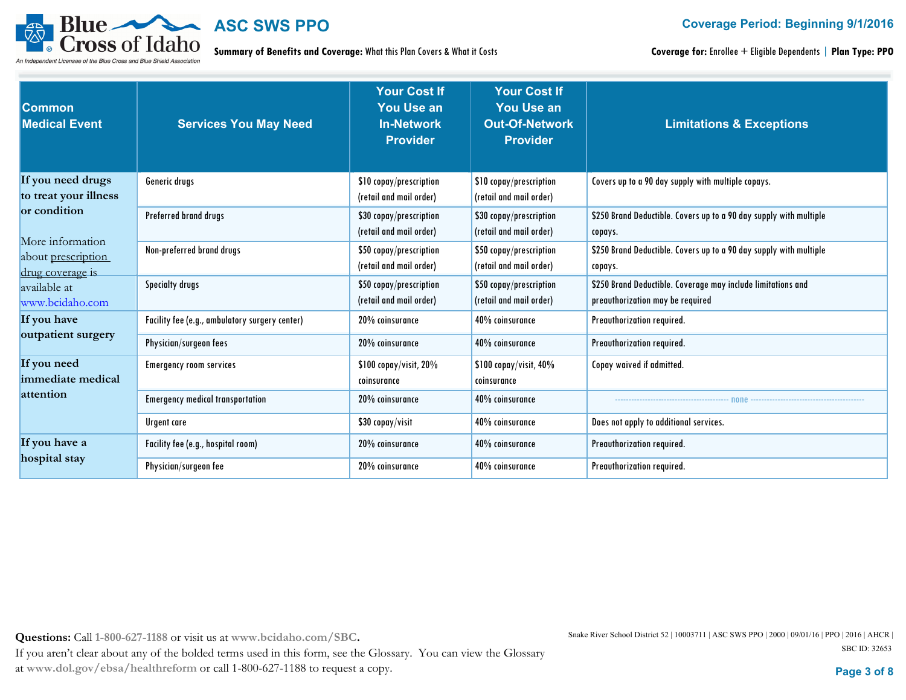| Common Medical Event | Services You May Need | Your Cost If You Use an In-Network Provider | Your Cost If You Use an Out-Of-Network Provider | Limitations & Exceptions |
|---|---|---|---|---|
| **If you need drugs to treat your illness or condition**<br><br>More information about prescription drug coverage is available at www.bcidaho.com | Generic drugs | $10 copay/prescription (retail and mail order) | $10 copay/prescription (retail and mail order) | Covers up to a 90 day supply with multiple copays. |
| | Preferred brand drugs | $30 copay/prescription (retail and mail order) | $30 copay/prescription (retail and mail order) | $250 Brand Deductible. Covers up to a 90 day supply with multiple copays. |
| | Non-preferred brand drugs | $50 copay/prescription (retail and mail order) | $50 copay/prescription (retail and mail order) | $250 Brand Deductible. Covers up to a 90 day supply with multiple copays. |
| | Specialty drugs | $50 copay/prescription (retail and mail order) | $50 copay/prescription (retail and mail order) | $250 Brand Deductible. Coverage may include limitations and preauthorization may be required |
| **If you have outpatient surgery** | Facility fee (e.g., ambulatory surgery center) | 20% coinsurance | 40% coinsurance | Preauthorization required. |
| | Physician/surgeon fees | 20% coinsurance | 40% coinsurance | Preauthorization required. |
| **If you need immediate medical attention** | Emergency room services | $100 copay/visit, 20% coinsurance | $100 copay/visit, 40% coinsurance | Copay waived if admitted. |
| | Emergency medical transportation | 20% coinsurance | 40% coinsurance | ---------- none ---------- |
| | Urgent care | $30 copay/visit | 40% coinsurance | Does not apply to additional services. |
| **If you have a hospital stay** | Facility fee (e.g., hospital room) | 20% coinsurance | 40% coinsurance | Preauthorization required. |
| | Physician/surgeon fee | 20% coinsurance | 40% coinsurance | Preauthorization required. |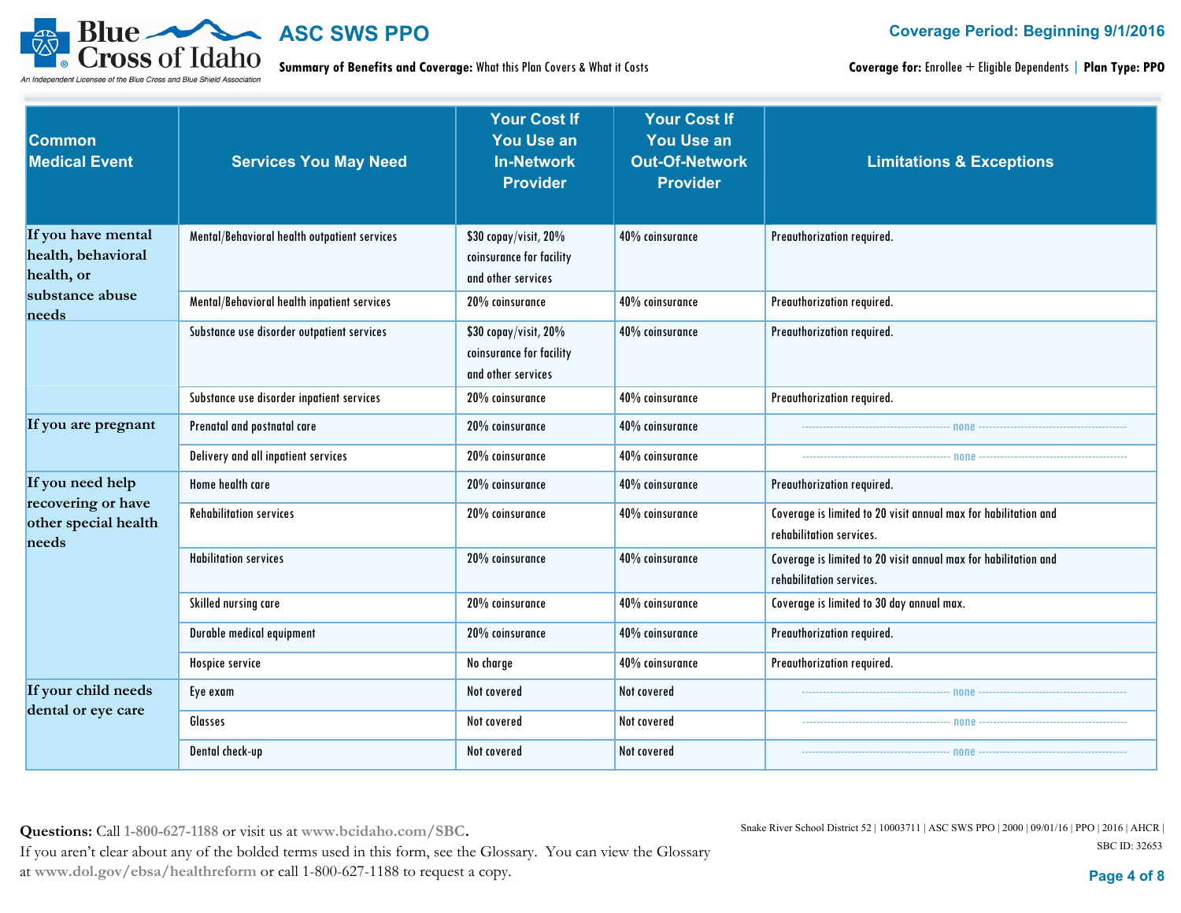| Common Medical Event | Services You May Need | Your Cost If You Use an In-Network Provider | Your Cost If You Use an Out-Of-Network Provider | Limitations & Exceptions |
|---|---|---|---|---|
| If you have mental health, behavioral health, or substance abuse needs | Mental/Behavioral health outpatient services | $30 copay/visit, 20% coinsurance for facility and other services | 40% coinsurance | Preauthorization required. |
| | Mental/Behavioral health inpatient services | 20% coinsurance | 40% coinsurance | Preauthorization required. |
| | Substance use disorder outpatient services | $30 copay/visit, 20% coinsurance for facility and other services | 40% coinsurance | Preauthorization required. |
| | Substance use disorder inpatient services | 20% coinsurance | 40% coinsurance | Preauthorization required. |
| If you are pregnant | Prenatal and postnatal care | 20% coinsurance | 40% coinsurance | none |
| | Delivery and all inpatient services | 20% coinsurance | 40% coinsurance | none |
| If you need help recovering or have other special health needs | Home health care | 20% coinsurance | 40% coinsurance | Preauthorization required. |
| | Rehabilitation services | 20% coinsurance | 40% coinsurance | Coverage is limited to 20 visit annual max for habilitation and rehabilitation services. |
| | Habilitation services | 20% coinsurance | 40% coinsurance | Coverage is limited to 20 visit annual max for habilitation and rehabilitation services. |
| | Skilled nursing care | 20% coinsurance | 40% coinsurance | Coverage is limited to 30 day annual max. |
| | Durable medical equipment | 20% coinsurance | 40% coinsurance | Preauthorization required. |
| | Hospice service | No charge | 40% coinsurance | Preauthorization required. |
| If your child needs dental or eye care | Eye exam | Not covered | Not covered | none |
| | Glasses | Not covered | Not covered | none |
| | Dental check-up | Not covered | Not covered | none |

**Questions:** Call 1-800-627-1188 or visit us at **www.bcidaho.com/SBC.**
If you aren't clear about any of the bolded terms used in this form, see the Glossary. You can view the Glossary at www.dol.gov/ebsa/healthreform or call 1-800-627-1188 to request a copy.

Snake River School District 52 | 10003711 | ASC SWS PPO | 2000 | 09/01/16 | PPO | 2016 | AHCR |
SBC ID: 32653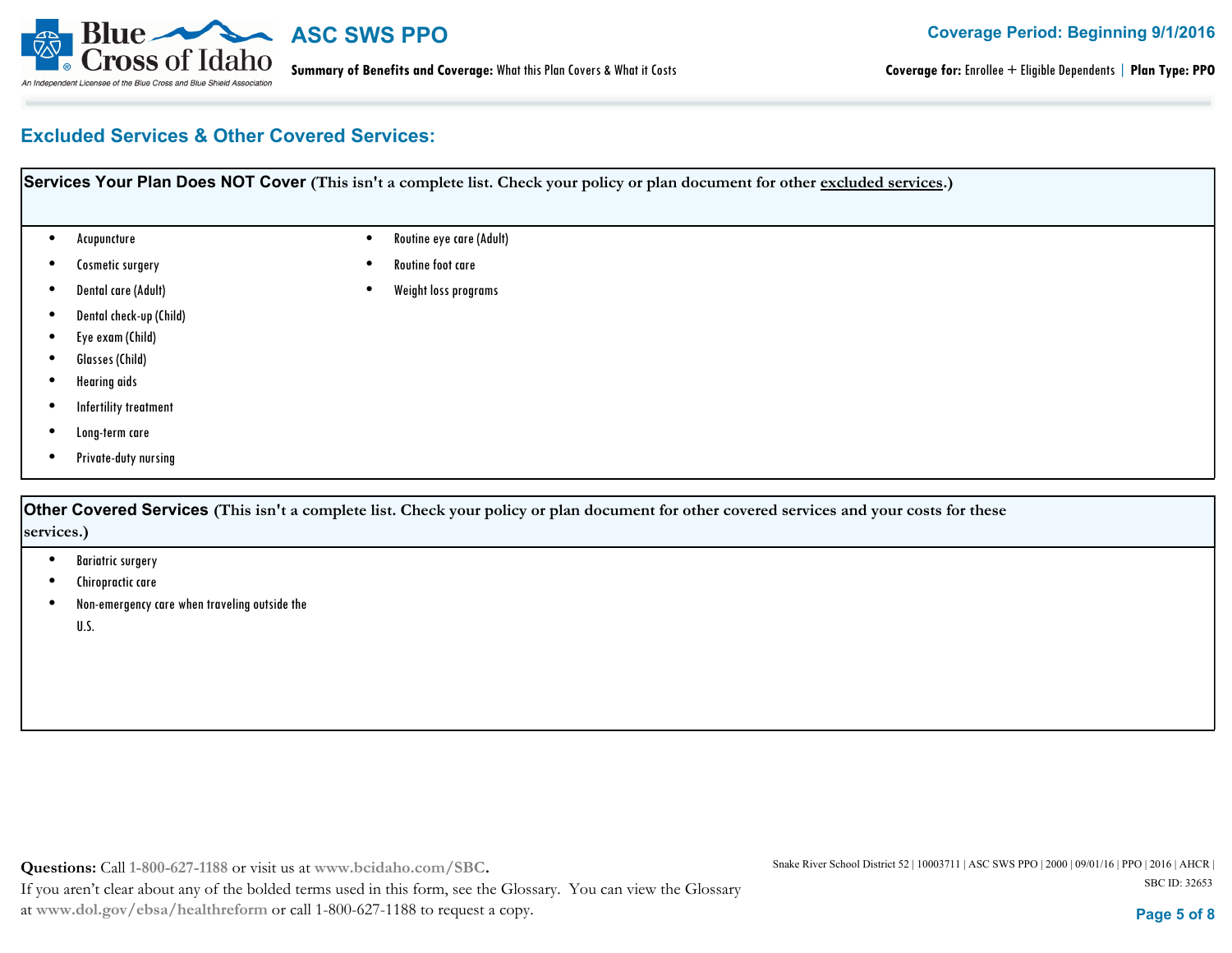## Excluded Services & Other Covered Services:

**Services Your Plan Does NOT Cover** (This isn't a complete list. Check your policy or plan document for other excluded services.)

- Acupuncture
- Cosmetic surgery
- Dental care (Adult)
- Dental check-up (Child)
- Eye exam (Child)
- Glasses (Child)
- Hearing aids
- Infertility treatment
- Long-term care
- Private-duty nursing
- Routine eye care (Adult)
- Routine foot care
- Weight loss programs

**Other Covered Services** (This isn't a complete list. Check your policy or plan document for other covered services and your costs for these services.)

- Bariatric surgery
- Chiropractic care
- Non-emergency care when traveling outside the U.S.

**Questions:** Call 1-800-627-1188 or visit us at www.bcidaho.com/SBC.
If you aren't clear about any of the bolded terms used in this form, see the Glossary. You can view the Glossary at www.dol.gov/ebsa/healthreform or call 1-800-627-1188 to request a copy.

Snake River School District 52 | 10003711 | ASC SWS PPO | 2000 | 09/01/16 | PPO | 2016 | AHCR |
SBC ID: 32653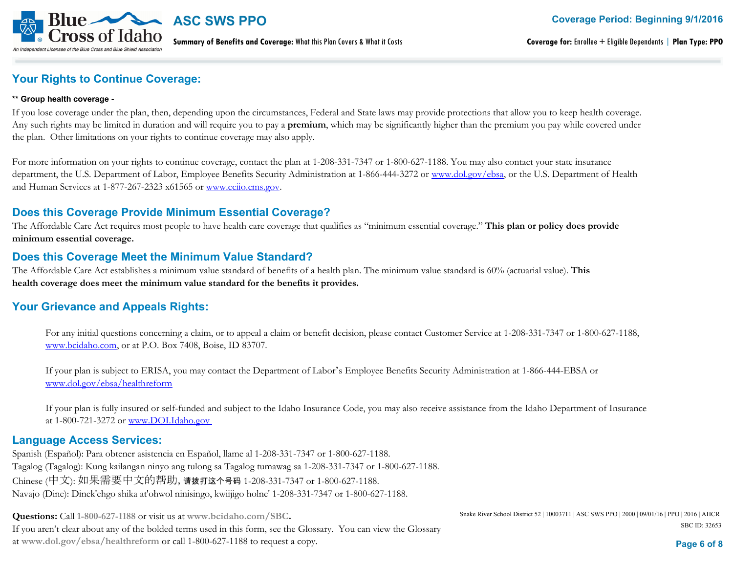## Your Rights to Continue Coverage:

**\*\* Group health coverage -**

If you lose coverage under the plan, then, depending upon the circumstances, Federal and State laws may provide protections that allow you to keep health coverage. Any such rights may be limited in duration and will require you to pay a **premium**, which may be significantly higher than the premium you pay while covered under the plan. Other limitations on your rights to continue coverage may also apply.

For more information on your rights to continue coverage, contact the plan at 1-208-331-7347 or 1-800-627-1188. You may also contact your state insurance department, the U.S. Department of Labor, Employee Benefits Security Administration at 1-866-444-3272 or www.dol.gov/ebsa, or the U.S. Department of Health and Human Services at 1-877-267-2323 x61565 or www.cciio.cms.gov.

## Does this Coverage Provide Minimum Essential Coverage?

The Affordable Care Act requires most people to have health care coverage that qualifies as "minimum essential coverage." **This plan or policy does provide minimum essential coverage.**

## Does this Coverage Meet the Minimum Value Standard?

The Affordable Care Act establishes a minimum value standard of benefits of a health plan. The minimum value standard is 60% (actuarial value). **This health coverage does meet the minimum value standard for the benefits it provides.**

## Your Grievance and Appeals Rights:

For any initial questions concerning a claim, or to appeal a claim or benefit decision, please contact Customer Service at 1-208-331-7347 or 1-800-627-1188, www.bcidaho.com, or at P.O. Box 7408, Boise, ID 83707.

If your plan is subject to ERISA, you may contact the Department of Labor's Employee Benefits Security Administration at 1-866-444-EBSA or www.dol.gov/ebsa/healthreform

If your plan is fully insured or self-funded and subject to the Idaho Insurance Code, you may also receive assistance from the Idaho Department of Insurance at 1-800-721-3272 or www.DOI.Idaho.gov

## Language Access Services:

Spanish (Español): Para obtener asistencia en Español, llame al 1-208-331-7347 or 1-800-627-1188.
Tagalog (Tagalog): Kung kailangan ninyo ang tulong sa Tagalog tumawag sa 1-208-331-7347 or 1-800-627-1188.
Chinese (中文): 如果需要中文的帮助, 请拨打这个号码 1-208-331-7347 or 1-800-627-1188.
Navajo (Dine): Dinek'ehgo shika at'ohwol ninisingo, kwiijigo holne' 1-208-331-7347 or 1-800-627-1188.

**Questions:** Call **1-800-627-1188** or visit us at **www.bcidaho.com/SBC.**
If you aren't clear about any of the bolded terms used in this form, see the Glossary. You can view the Glossary at **www.dol.gov/ebsa/healthreform** or call 1-800-627-1188 to request a copy.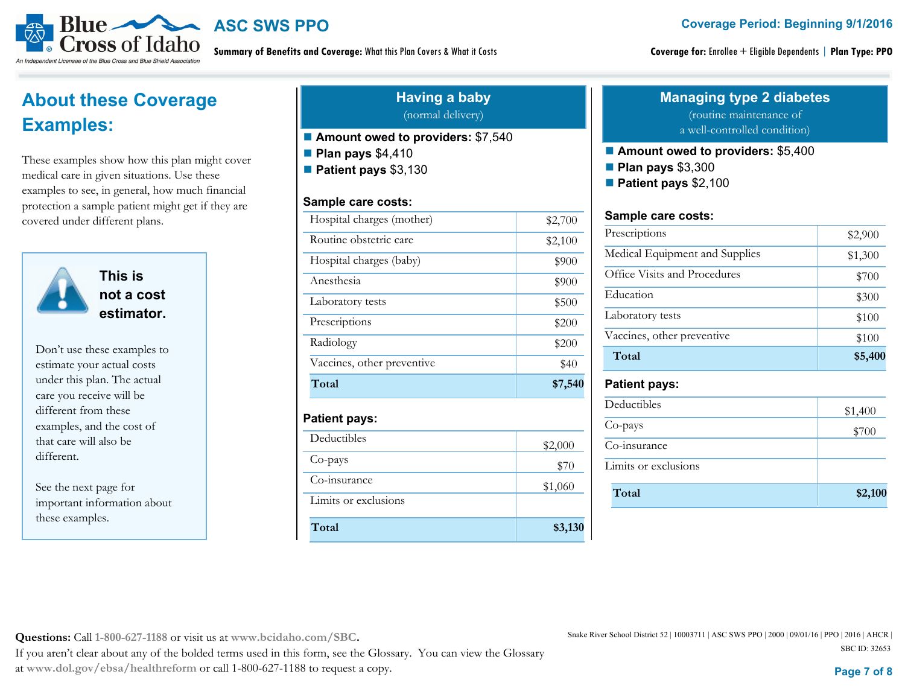**ASC SWS PPO**

**Summary of Benefits and Coverage:** What this Plan Covers & What it Costs

**Coverage Period: Beginning 9/1/2016**

**Coverage for:** Enrollee + Eligible Dependents | **Plan Type: PPO**

## About these Coverage Examples:

These examples show how this plan might cover medical care in given situations. Use these examples to see, in general, how much financial protection a sample patient might get if they are covered under different plans.

### This is not a cost estimator.

Don't use these examples to estimate your actual costs under this plan. The actual care you receive will be different from these examples, and the cost of that care will also be different.

See the next page for important information about these examples.

## Having a baby

(normal delivery)

- **Amount owed to providers:** $7,540
- **Plan pays** $4,410
- **Patient pays** $3,130

**Sample care costs:**

| | |
|---|---|
| Hospital charges (mother) | $2,700 |
| Routine obstetric care | $2,100 |
| Hospital charges (baby) | $900 |
| Anesthesia | $900 |
| Laboratory tests | $500 |
| Prescriptions | $200 |
| Radiology | $200 |
| Vaccines, other preventive | $40 |
| **Total** | **$7,540** |

**Patient pays:**

| | |
|---|---|
| Deductibles | $2,000 |
| Co-pays | $70 |
| Co-insurance | $1,060 |
| Limits or exclusions | |
| **Total** | **$3,130** |

## Managing type 2 diabetes

(routine maintenance of a well-controlled condition)

- **Amount owed to providers:** $5,400
- **Plan pays** $3,300
- **Patient pays** $2,100

**Sample care costs:**

| | |
|---|---|
| Prescriptions | $2,900 |
| Medical Equipment and Supplies | $1,300 |
| Office Visits and Procedures | $700 |
| Education | $300 |
| Laboratory tests | $100 |
| Vaccines, other preventive | $100 |
| **Total** | **$5,400** |

**Patient pays:**

| | |
|---|---|
| Deductibles | $1,400 |
| Co-pays | $700 |
| Co-insurance | |
| Limits or exclusions | |
| **Total** | **$2,100** |

**Questions:** Call 1-800-627-1188 or visit us at www.bcidaho.com/SBC.
If you aren't clear about any of the bolded terms used in this form, see the Glossary. You can view the Glossary at www.dol.gov/ebsa/healthreform or call 1-800-627-1188 to request a copy.

Snake River School District 52 | 10003711 | ASC SWS PPO | 2000 | 09/01/16 | PPO | 2016 | AHCR |
SBC ID: 32653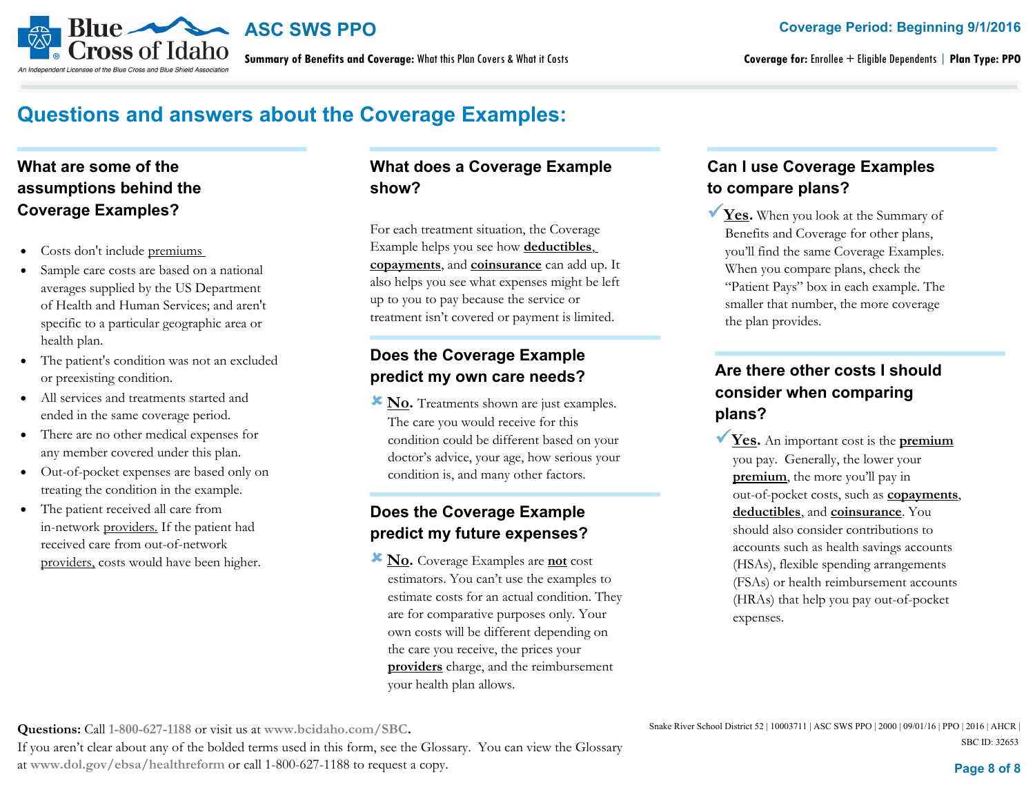# Questions and answers about the Coverage Examples:

## What are some of the assumptions behind the Coverage Examples?

- Costs don't include premiums
- Sample care costs are based on a national averages supplied by the US Department of Health and Human Services; and aren't specific to a particular geographic area or health plan.
- The patient's condition was not an excluded or preexisting condition.
- All services and treatments started and ended in the same coverage period.
- There are no other medical expenses for any member covered under this plan.
- Out-of-pocket expenses are based only on treating the condition in the example.
- The patient received all care from in-network providers. If the patient had received care from out-of-network providers, costs would have been higher.

## What does a Coverage Example show?

For each treatment situation, the Coverage Example helps you see how **deductibles**, **copayments**, and **coinsurance** can add up. It also helps you see what expenses might be left up to you to pay because the service or treatment isn't covered or payment is limited.

## Does the Coverage Example predict my own care needs?

✘ **No.** Treatments shown are just examples. The care you would receive for this condition could be different based on your doctor's advice, your age, how serious your condition is, and many other factors.

## Does the Coverage Example predict my future expenses?

✘ **No.** Coverage Examples are **not** cost estimators. You can't use the examples to estimate costs for an actual condition. They are for comparative purposes only. Your own costs will be different depending on the care you receive, the prices your **providers** charge, and the reimbursement your health plan allows.

## Can I use Coverage Examples to compare plans?

✓ **Yes.** When you look at the Summary of Benefits and Coverage for other plans, you'll find the same Coverage Examples. When you compare plans, check the "Patient Pays" box in each example. The smaller that number, the more coverage the plan provides.

## Are there other costs I should consider when comparing plans?

✓ **Yes.** An important cost is the **premium** you pay. Generally, the lower your **premium**, the more you'll pay in out-of-pocket costs, such as **copayments**, **deductibles**, and **coinsurance**. You should also consider contributions to accounts such as health savings accounts (HSAs), flexible spending arrangements (FSAs) or health reimbursement accounts (HRAs) that help you pay out-of-pocket expenses.

**Questions:** Call 1-800-627-1188 or visit us at **www.bcidaho.com/SBC.**
If you aren't clear about any of the bolded terms used in this form, see the Glossary. You can view the Glossary at www.dol.gov/ebsa/healthreform or call 1-800-627-1188 to request a copy.

Snake River School District 52 | 10003711 | ASC SWS PPO | 2000 | 09/01/16 | PPO | 2016 | AHCR |
SBC ID: 32653